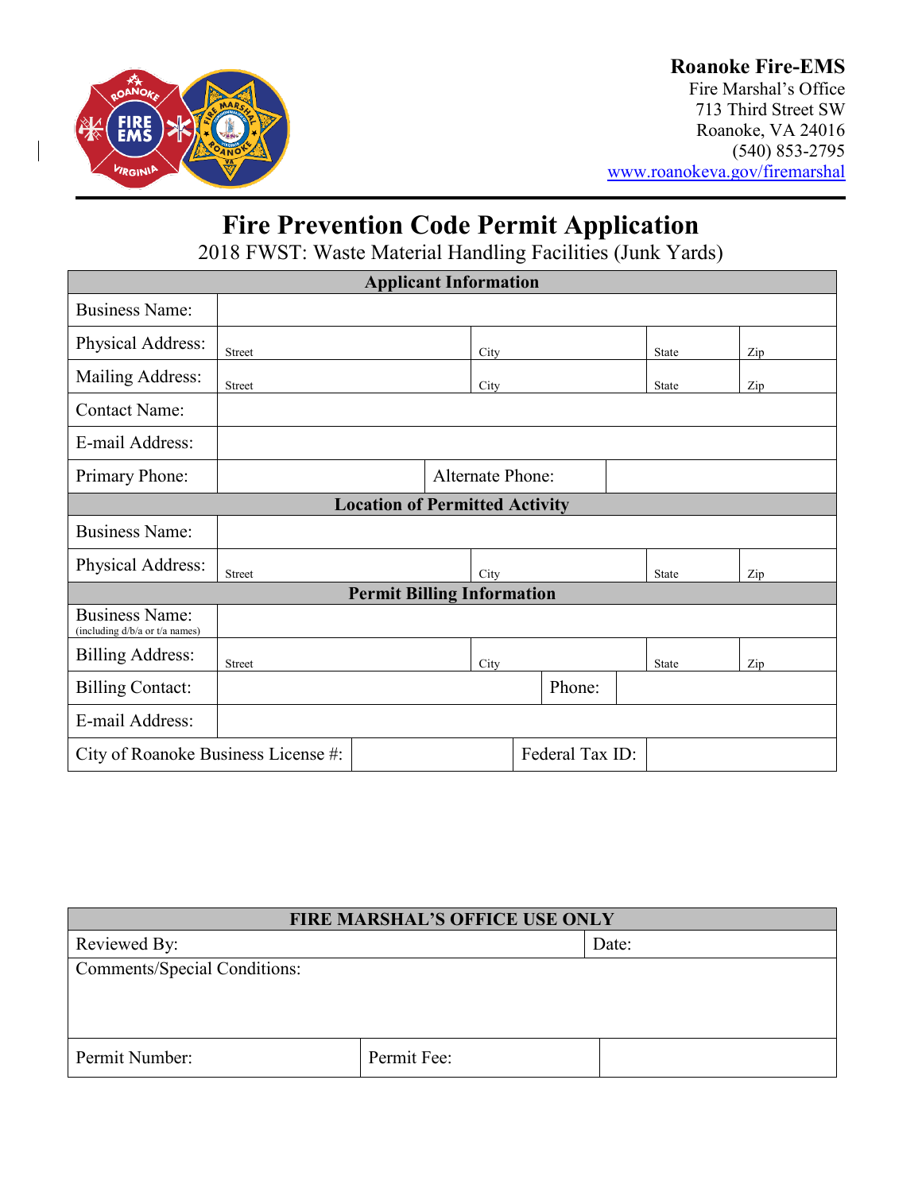**Roanoke Fire-EMS**
Fire Marshal's Office
713 Third Street SW
Roanoke, VA 24016
(540) 853-2795
www.roanokeva.gov/firemarshal

# Fire Prevention Code Permit Application

2018 FWST: Waste Material Handling Facilities (Junk Yards)

| **Applicant Information** | | | | |
|---|---|---|---|---|
| Business Name: | | | | |
| Physical Address: | Street | City | State | Zip |
| Mailing Address: | Street | City | State | Zip |
| Contact Name: | | | | |
| E-mail Address: | | | | |
| Primary Phone: | | Alternate Phone: | | |
| **Location of Permitted Activity** | | | | |
| Business Name: | | | | |
| Physical Address: | Street | City | State | Zip |
| **Permit Billing Information** | | | | |
| Business Name: (including d/b/a or t/a names) | | | | |
| Billing Address: | Street | City | State | Zip |
| Billing Contact: | | Phone: | | |
| E-mail Address: | | | | |
| City of Roanoke Business License #: | | Federal Tax ID: | | |

| **FIRE MARSHAL'S OFFICE USE ONLY** | | |
|---|---|---|
| Reviewed By: | | Date: |
| Comments/Special Conditions: | | |
| Permit Number: | Permit Fee: | |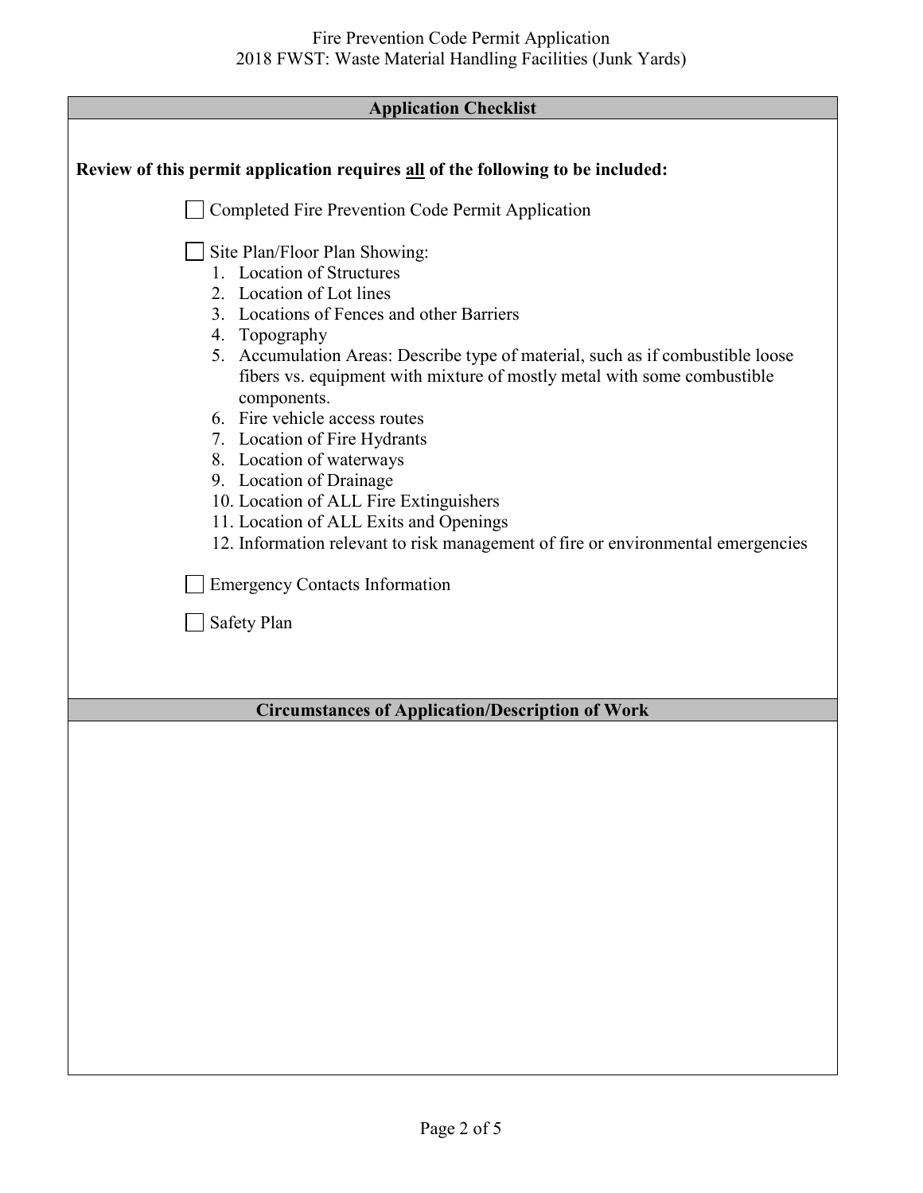## Application Checklist

**Review of this permit application requires all of the following to be included:**

- ☐ Completed Fire Prevention Code Permit Application

- ☐ Site Plan/Floor Plan Showing:
  1. Location of Structures
  2. Location of Lot lines
  3. Locations of Fences and other Barriers
  4. Topography
  5. Accumulation Areas: Describe type of material, such as if combustible loose fibers vs. equipment with mixture of mostly metal with some combustible components.
  6. Fire vehicle access routes
  7. Location of Fire Hydrants
  8. Location of waterways
  9. Location of Drainage
  10. Location of ALL Fire Extinguishers
  11. Location of ALL Exits and Openings
  12. Information relevant to risk management of fire or environmental emergencies

- ☐ Emergency Contacts Information

- ☐ Safety Plan

## Circumstances of Application/Description of Work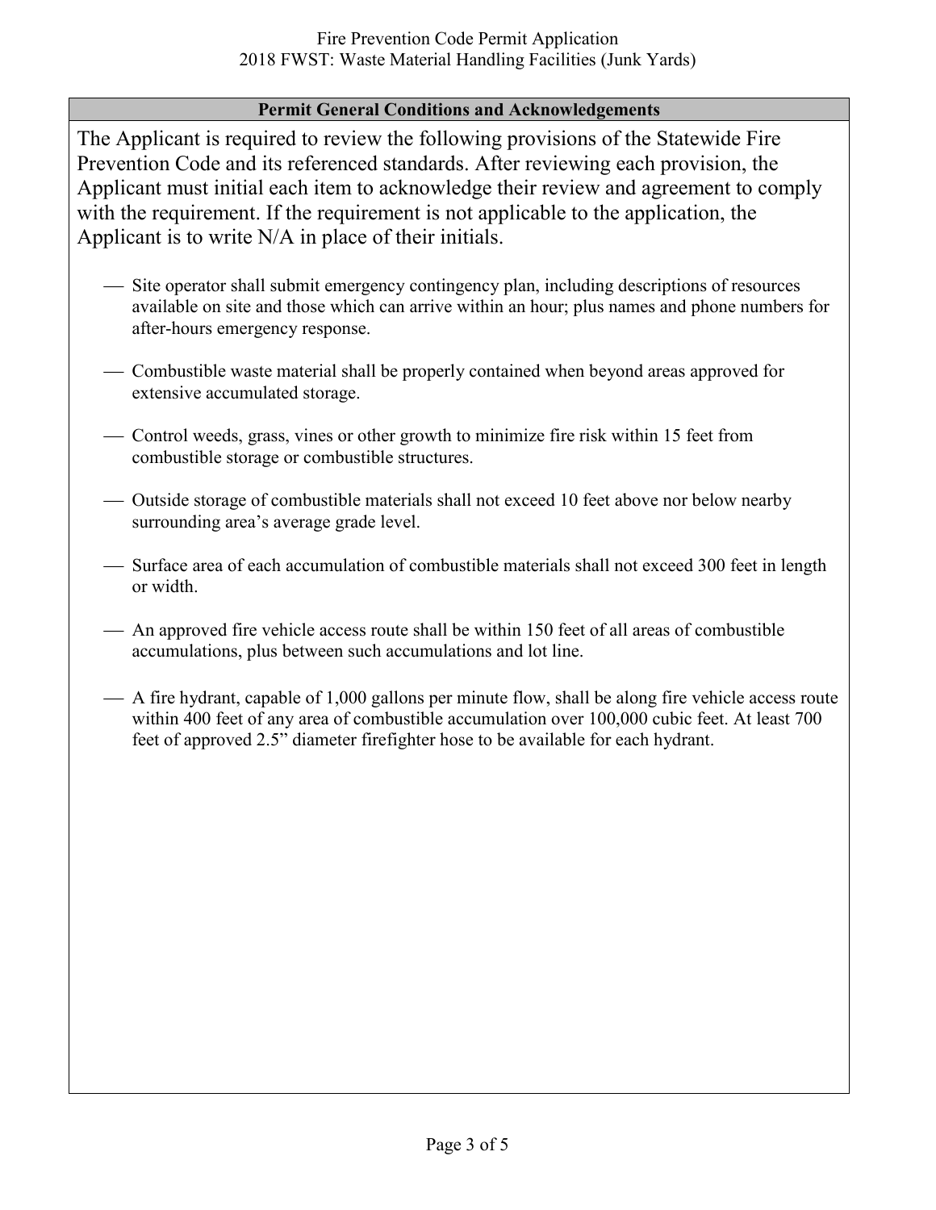Fire Prevention Code Permit Application
2018 FWST: Waste Material Handling Facilities (Junk Yards)

## Permit General Conditions and Acknowledgements

The Applicant is required to review the following provisions of the Statewide Fire Prevention Code and its referenced standards. After reviewing each provision, the Applicant must initial each item to acknowledge their review and agreement to comply with the requirement. If the requirement is not applicable to the application, the Applicant is to write N/A in place of their initials.

- ____ Site operator shall submit emergency contingency plan, including descriptions of resources available on site and those which can arrive within an hour; plus names and phone numbers for after-hours emergency response.

- ____ Combustible waste material shall be properly contained when beyond areas approved for extensive accumulated storage.

- ____ Control weeds, grass, vines or other growth to minimize fire risk within 15 feet from combustible storage or combustible structures.

- ____ Outside storage of combustible materials shall not exceed 10 feet above nor below nearby surrounding area's average grade level.

- ____ Surface area of each accumulation of combustible materials shall not exceed 300 feet in length or width.

- ____ An approved fire vehicle access route shall be within 150 feet of all areas of combustible accumulations, plus between such accumulations and lot line.

- ____ A fire hydrant, capable of 1,000 gallons per minute flow, shall be along fire vehicle access route within 400 feet of any area of combustible accumulation over 100,000 cubic feet. At least 700 feet of approved 2.5" diameter firefighter hose to be available for each hydrant.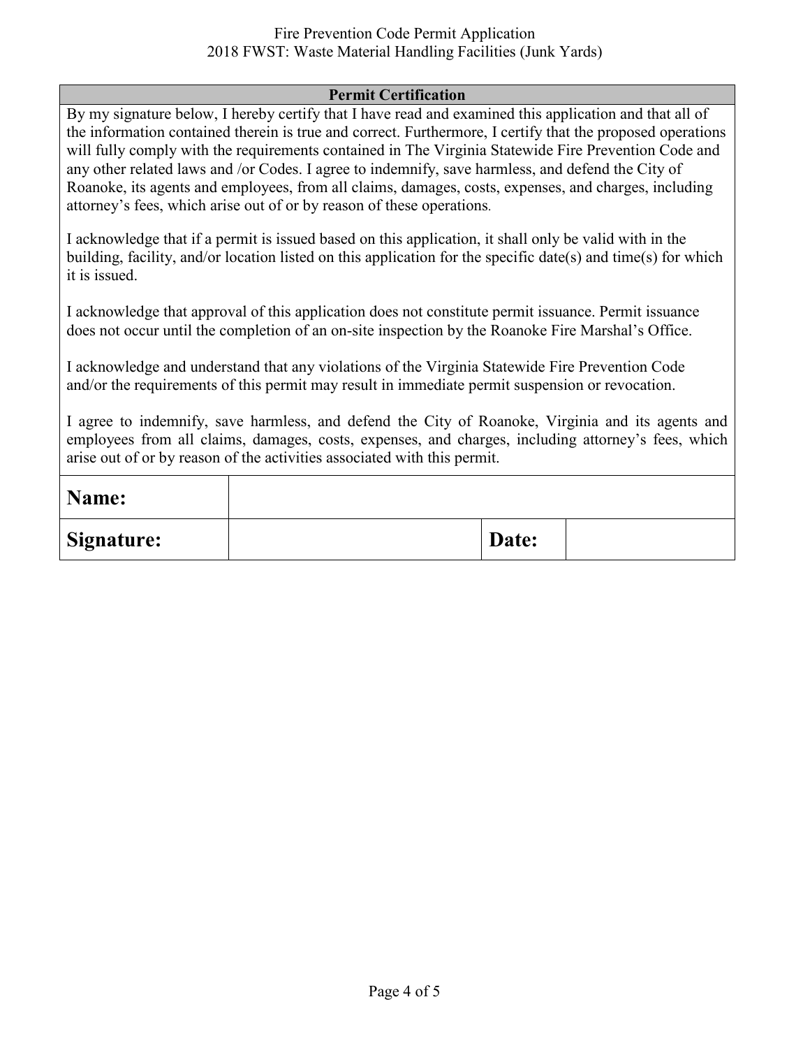| Permit Certification | | | |
|---|---|---|---|
| By my signature below, I hereby certify that I have read and examined this application and that all of the information contained therein is true and correct. Furthermore, I certify that the proposed operations will fully comply with the requirements contained in The Virginia Statewide Fire Prevention Code and any other related laws and /or Codes. I agree to indemnify, save harmless, and defend the City of Roanoke, its agents and employees, from all claims, damages, costs, expenses, and charges, including attorney's fees, which arise out of or by reason of these operations.<br><br>I acknowledge that if a permit is issued based on this application, it shall only be valid with in the building, facility, and/or location listed on this application for the specific date(s) and time(s) for which it is issued.<br><br>I acknowledge that approval of this application does not constitute permit issuance. Permit issuance does not occur until the completion of an on-site inspection by the Roanoke Fire Marshal's Office.<br><br>I acknowledge and understand that any violations of the Virginia Statewide Fire Prevention Code and/or the requirements of this permit may result in immediate permit suspension or revocation.<br><br>I agree to indemnify, save harmless, and defend the City of Roanoke, Virginia and its agents and employees from all claims, damages, costs, expenses, and charges, including attorney's fees, which arise out of or by reason of the activities associated with this permit. | | | |
| **Name:** | | | |
| **Signature:** | | **Date:** | |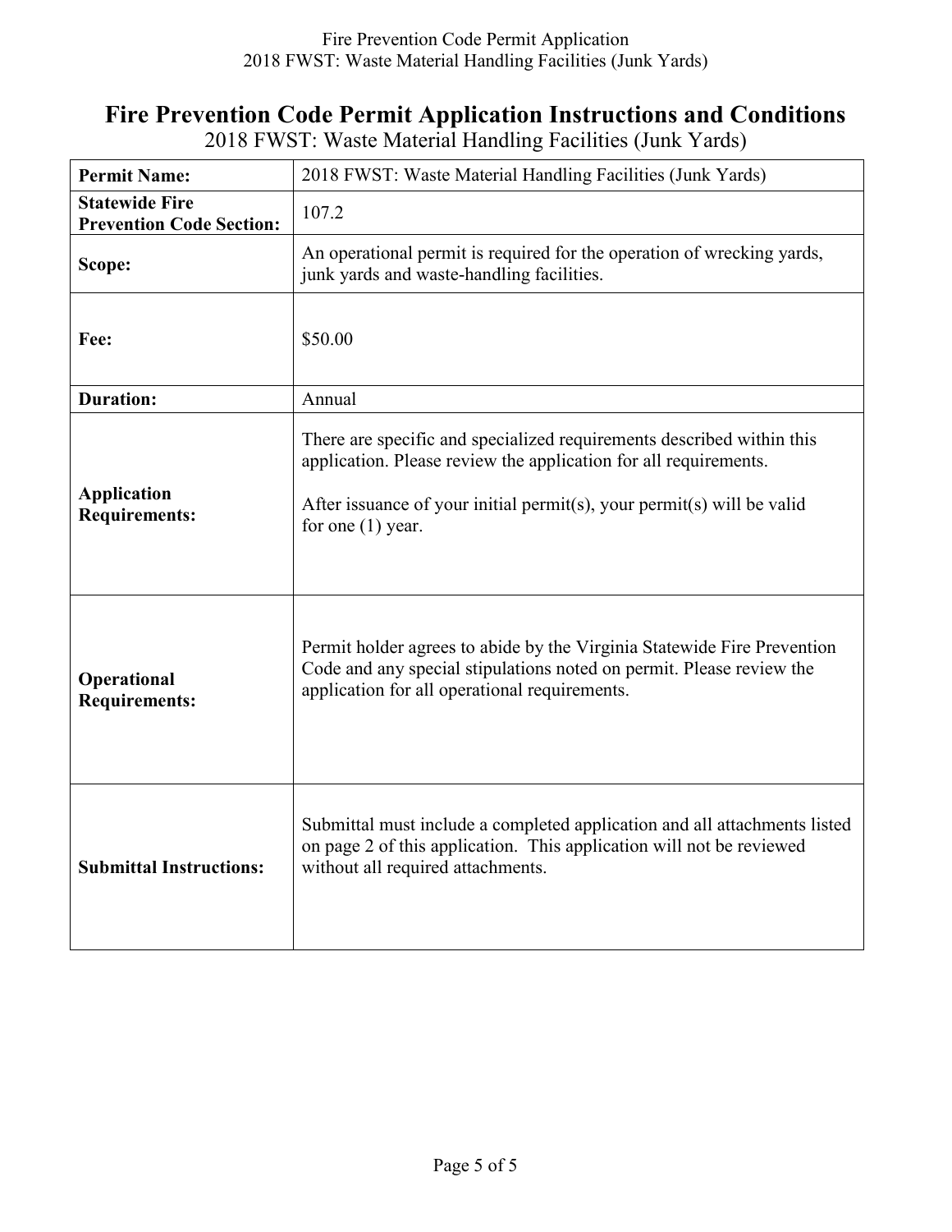# Fire Prevention Code Permit Application Instructions and Conditions

2018 FWST: Waste Material Handling Facilities (Junk Yards)

| | |
|---|---|
| **Permit Name:** | 2018 FWST: Waste Material Handling Facilities (Junk Yards) |
| **Statewide Fire Prevention Code Section:** | 107.2 |
| **Scope:** | An operational permit is required for the operation of wrecking yards, junk yards and waste-handling facilities. |
| **Fee:** | $50.00 |
| **Duration:** | Annual |
| **Application Requirements:** | There are specific and specialized requirements described within this application. Please review the application for all requirements.<br><br>After issuance of your initial permit(s), your permit(s) will be valid for one (1) year. |
| **Operational Requirements:** | Permit holder agrees to abide by the Virginia Statewide Fire Prevention Code and any special stipulations noted on permit. Please review the application for all operational requirements. |
| **Submittal Instructions:** | Submittal must include a completed application and all attachments listed on page 2 of this application. This application will not be reviewed without all required attachments. |